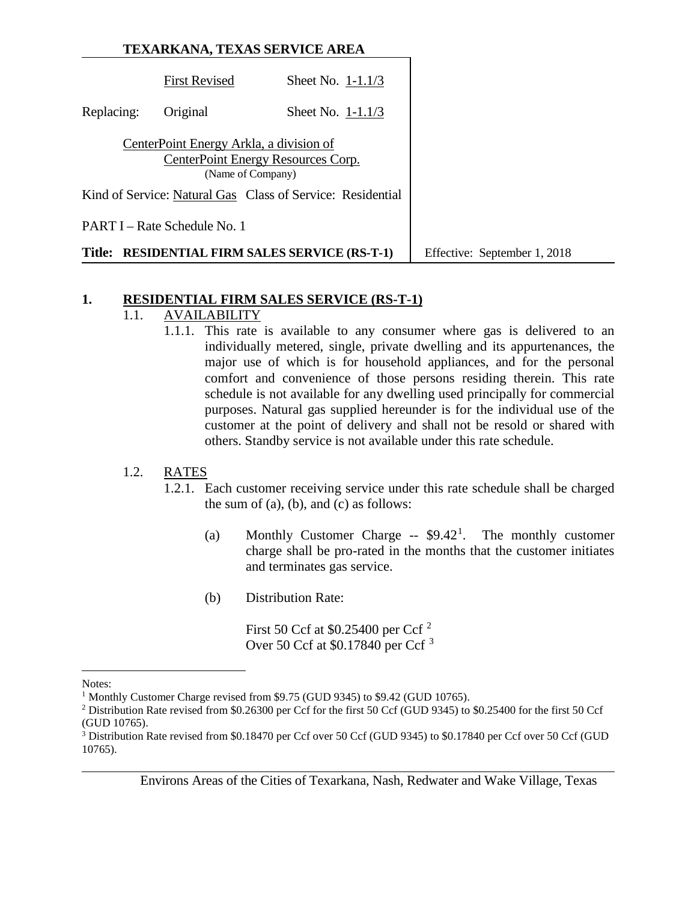**TEXARKANA, TEXAS SERVICE AREA**

| | First Revised | Sheet No. 1-1.1/3 |
| --- | --- | --- |
| Replacing: | Original | Sheet No. 1-1.1/3 |

CenterPoint Energy Arkla, a division of
CenterPoint Energy Resources Corp.
(Name of Company)

Kind of Service: Natural Gas Class of Service: Residential

PART I – Rate Schedule No. 1

**Title: RESIDENTIAL FIRM SALES SERVICE (RS-T-1)** Effective: September 1, 2018

## 1. RESIDENTIAL FIRM SALES SERVICE (RS-T-1)

### 1.1. AVAILABILITY

1.1.1. This rate is available to any consumer where gas is delivered to an individually metered, single, private dwelling and its appurtenances, the major use of which is for household appliances, and for the personal comfort and convenience of those persons residing therein. This rate schedule is not available for any dwelling used principally for commercial purposes. Natural gas supplied hereunder is for the individual use of the customer at the point of delivery and shall not be resold or shared with others. Standby service is not available under this rate schedule.

### 1.2. RATES

1.2.1. Each customer receiving service under this rate schedule shall be charged the sum of (a), (b), and (c) as follows:

(a) Monthly Customer Charge -- $9.42[1]. The monthly customer charge shall be pro-rated in the months that the customer initiates and terminates gas service.

(b) Distribution Rate:

First 50 Ccf at $0.25400 per Ccf [2]
Over 50 Ccf at $0.17840 per Ccf [3]

Notes:

[1] Monthly Customer Charge revised from $9.75 (GUD 9345) to $9.42 (GUD 10765).

[2] Distribution Rate revised from $0.26300 per Ccf for the first 50 Ccf (GUD 9345) to $0.25400 for the first 50 Ccf (GUD 10765).

[3] Distribution Rate revised from $0.18470 per Ccf over 50 Ccf (GUD 9345) to $0.17840 per Ccf over 50 Ccf (GUD 10765).

Environs Areas of the Cities of Texarkana, Nash, Redwater and Wake Village, Texas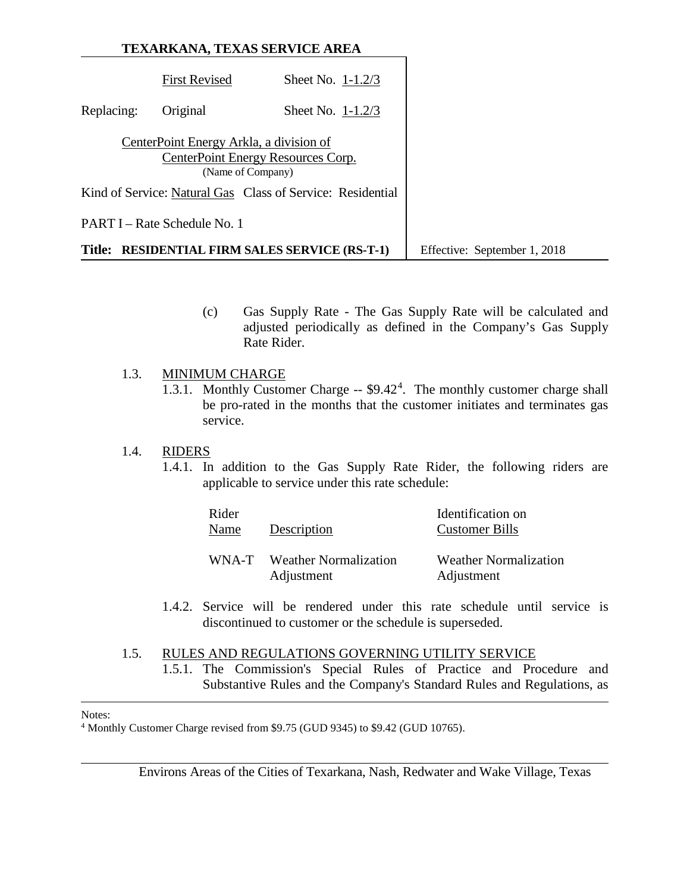TEXARKANA, TEXAS SERVICE AREA

| | | |
|---|---|---|
| | First Revised | Sheet No. 1-1.2/3 |
| Replacing: | Original | Sheet No. 1-1.2/3 |

CenterPoint Energy Arkla, a division of CenterPoint Energy Resources Corp.
(Name of Company)

Kind of Service: Natural Gas Class of Service: Residential

PART I – Rate Schedule No. 1

**Title: RESIDENTIAL FIRM SALES SERVICE (RS-T-1)** Effective: September 1, 2018

(c) Gas Supply Rate - The Gas Supply Rate will be calculated and adjusted periodically as defined in the Company's Gas Supply Rate Rider.

1.3. MINIMUM CHARGE

1.3.1. Monthly Customer Charge -- $9.42[4]. The monthly customer charge shall be pro-rated in the months that the customer initiates and terminates gas service.

1.4. RIDERS

1.4.1. In addition to the Gas Supply Rate Rider, the following riders are applicable to service under this rate schedule:

| Rider Name | Description | Identification on Customer Bills |
|---|---|---|
| WNA-T | Weather Normalization Adjustment | Weather Normalization Adjustment |

1.4.2. Service will be rendered under this rate schedule until service is discontinued to customer or the schedule is superseded.

1.5. RULES AND REGULATIONS GOVERNING UTILITY SERVICE

1.5.1. The Commission's Special Rules of Practice and Procedure and Substantive Rules and the Company's Standard Rules and Regulations, as

Notes:
[4] Monthly Customer Charge revised from $9.75 (GUD 9345) to $9.42 (GUD 10765).

Environs Areas of the Cities of Texarkana, Nash, Redwater and Wake Village, Texas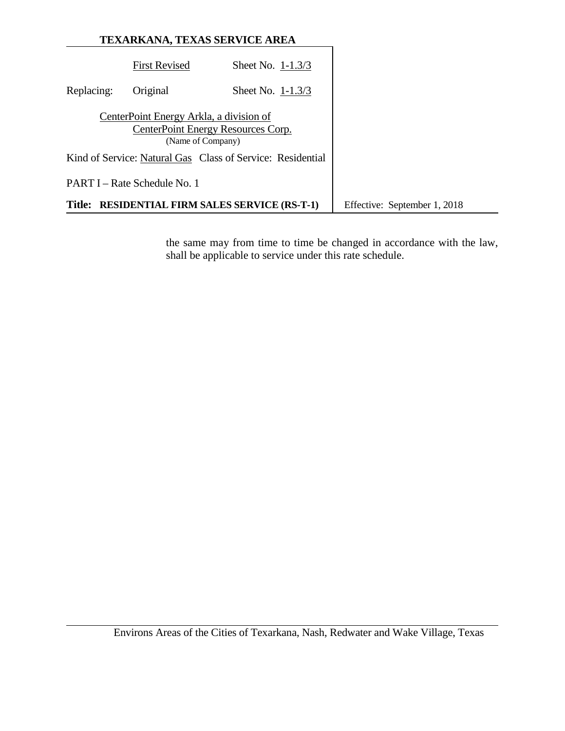**TEXARKANA, TEXAS SERVICE AREA**

| | | |
|---|---|---|
| | First Revised | Sheet No. 1-1.3/3 |
| Replacing: | Original | Sheet No. 1-1.3/3 |

CenterPoint Energy Arkla, a division of CenterPoint Energy Resources Corp.
(Name of Company)

Kind of Service: Natural Gas Class of Service: Residential

PART I – Rate Schedule No. 1

**Title: RESIDENTIAL FIRM SALES SERVICE (RS-T-1)** Effective: September 1, 2018

the same may from time to time be changed in accordance with the law, shall be applicable to service under this rate schedule.

Environs Areas of the Cities of Texarkana, Nash, Redwater and Wake Village, Texas